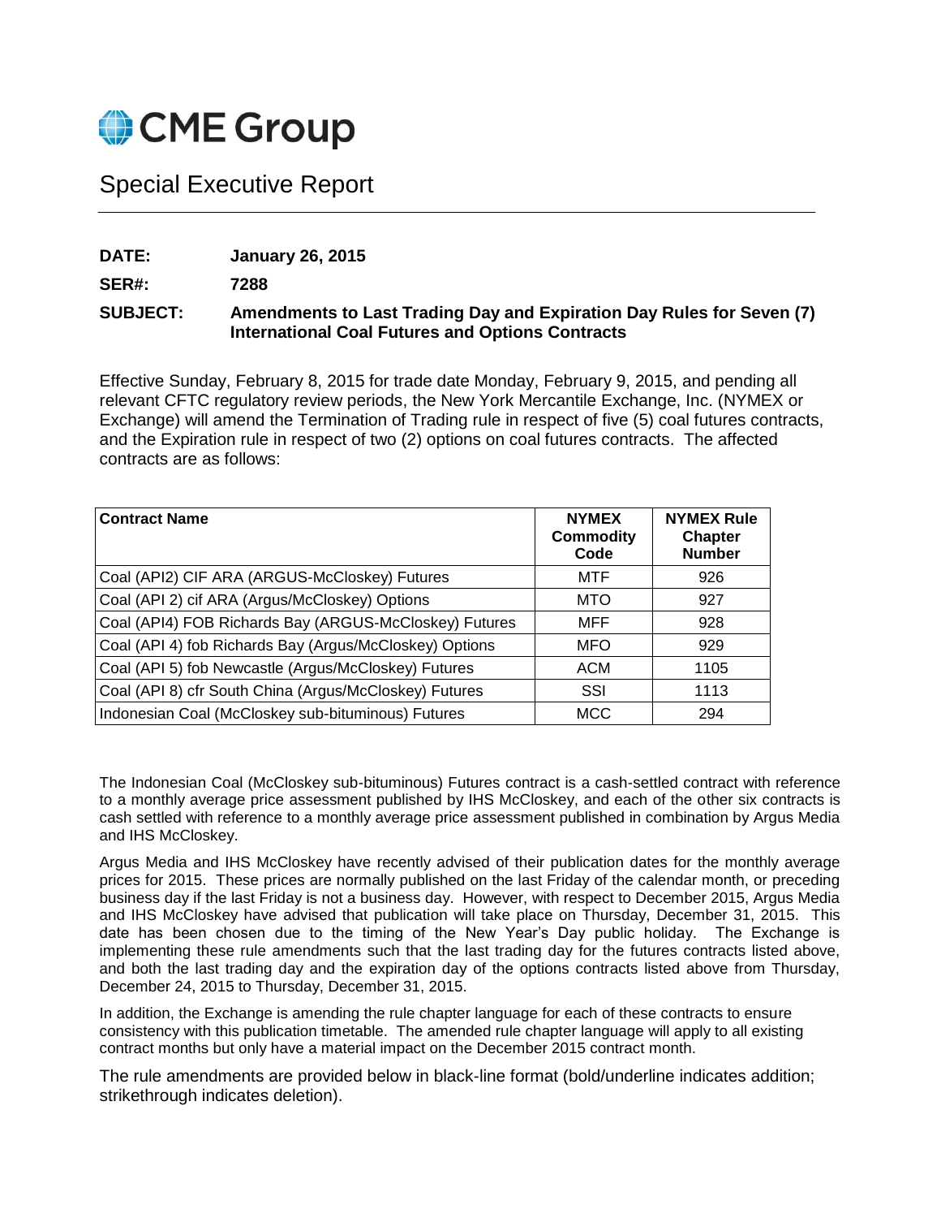CME Group

# Special Executive Report

**DATE:** **January 26, 2015**

**SER#:** **7288**

**SUBJECT:** **Amendments to Last Trading Day and Expiration Day Rules for Seven (7) International Coal Futures and Options Contracts**

Effective Sunday, February 8, 2015 for trade date Monday, February 9, 2015, and pending all relevant CFTC regulatory review periods, the New York Mercantile Exchange, Inc. (NYMEX or Exchange) will amend the Termination of Trading rule in respect of five (5) coal futures contracts, and the Expiration rule in respect of two (2) options on coal futures contracts. The affected contracts are as follows:

| Contract Name | NYMEX Commodity Code | NYMEX Rule Chapter Number |
|---|---|---|
| Coal (API2) CIF ARA (ARGUS-McCloskey) Futures | MTF | 926 |
| Coal (API 2) cif ARA (Argus/McCloskey) Options | MTO | 927 |
| Coal (API4) FOB Richards Bay (ARGUS-McCloskey) Futures | MFF | 928 |
| Coal (API 4) fob Richards Bay (Argus/McCloskey) Options | MFO | 929 |
| Coal (API 5) fob Newcastle (Argus/McCloskey) Futures | ACM | 1105 |
| Coal (API 8) cfr South China (Argus/McCloskey) Futures | SSI | 1113 |
| Indonesian Coal (McCloskey sub-bituminous) Futures | MCC | 294 |

The Indonesian Coal (McCloskey sub-bituminous) Futures contract is a cash-settled contract with reference to a monthly average price assessment published by IHS McCloskey, and each of the other six contracts is cash settled with reference to a monthly average price assessment published in combination by Argus Media and IHS McCloskey.

Argus Media and IHS McCloskey have recently advised of their publication dates for the monthly average prices for 2015. These prices are normally published on the last Friday of the calendar month, or preceding business day if the last Friday is not a business day. However, with respect to December 2015, Argus Media and IHS McCloskey have advised that publication will take place on Thursday, December 31, 2015. This date has been chosen due to the timing of the New Year's Day public holiday. The Exchange is implementing these rule amendments such that the last trading day for the futures contracts listed above, and both the last trading day and the expiration day of the options contracts listed above from Thursday, December 24, 2015 to Thursday, December 31, 2015.

In addition, the Exchange is amending the rule chapter language for each of these contracts to ensure consistency with this publication timetable. The amended rule chapter language will apply to all existing contract months but only have a material impact on the December 2015 contract month.

The rule amendments are provided below in black-line format (bold/underline indicates addition; strikethrough indicates deletion).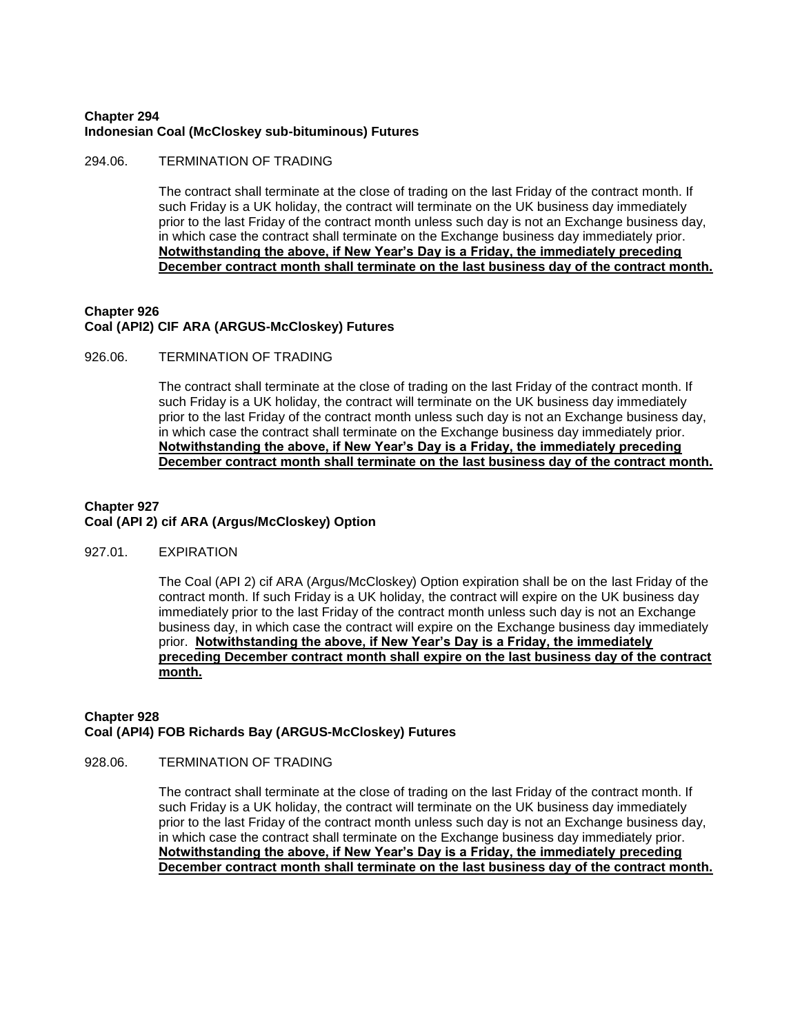**Chapter 294**
**Indonesian Coal (McCloskey sub-bituminous) Futures**

294.06. TERMINATION OF TRADING

The contract shall terminate at the close of trading on the last Friday of the contract month. If such Friday is a UK holiday, the contract will terminate on the UK business day immediately prior to the last Friday of the contract month unless such day is not an Exchange business day, in which case the contract shall terminate on the Exchange business day immediately prior. **<u>Notwithstanding the above, if New Year's Day is a Friday, the immediately preceding December contract month shall terminate on the last business day of the contract month.</u>**

**Chapter 926**
**Coal (API2) CIF ARA (ARGUS-McCloskey) Futures**

926.06. TERMINATION OF TRADING

The contract shall terminate at the close of trading on the last Friday of the contract month. If such Friday is a UK holiday, the contract will terminate on the UK business day immediately prior to the last Friday of the contract month unless such day is not an Exchange business day, in which case the contract shall terminate on the Exchange business day immediately prior. **<u>Notwithstanding the above, if New Year's Day is a Friday, the immediately preceding December contract month shall terminate on the last business day of the contract month.</u>**

**Chapter 927**
**Coal (API 2) cif ARA (Argus/McCloskey) Option**

927.01. EXPIRATION

The Coal (API 2) cif ARA (Argus/McCloskey) Option expiration shall be on the last Friday of the contract month. If such Friday is a UK holiday, the contract will expire on the UK business day immediately prior to the last Friday of the contract month unless such day is not an Exchange business day, in which case the contract will expire on the Exchange business day immediately prior. **<u>Notwithstanding the above, if New Year's Day is a Friday, the immediately preceding December contract month shall expire on the last business day of the contract month.</u>**

**Chapter 928**
**Coal (API4) FOB Richards Bay (ARGUS-McCloskey) Futures**

928.06. TERMINATION OF TRADING

The contract shall terminate at the close of trading on the last Friday of the contract month. If such Friday is a UK holiday, the contract will terminate on the UK business day immediately prior to the last Friday of the contract month unless such day is not an Exchange business day, in which case the contract shall terminate on the Exchange business day immediately prior. **<u>Notwithstanding the above, if New Year's Day is a Friday, the immediately preceding December contract month shall terminate on the last business day of the contract month.</u>**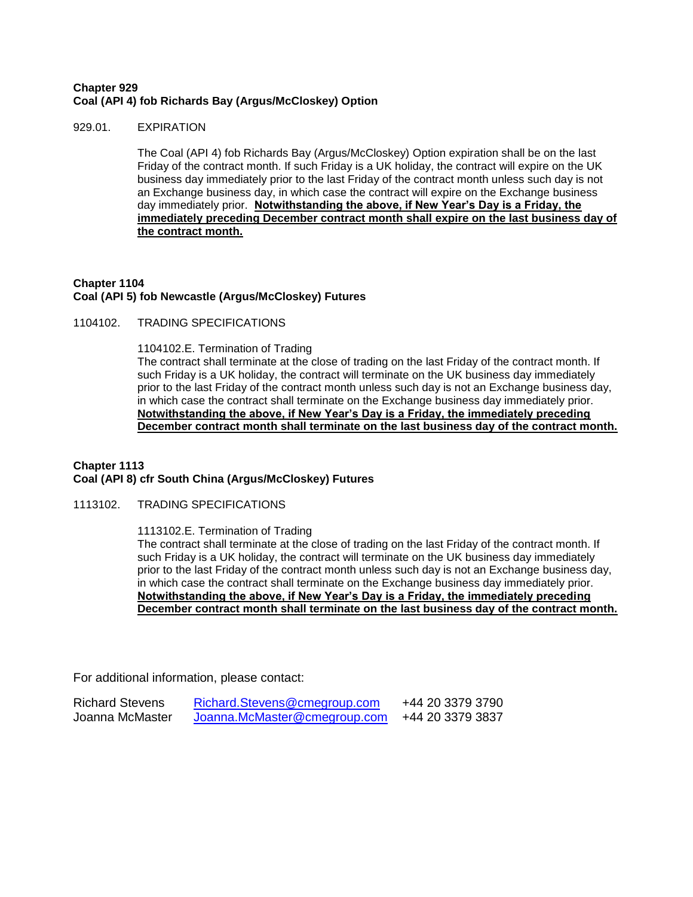**Chapter 929**
**Coal (API 4) fob Richards Bay (Argus/McCloskey) Option**

929.01. EXPIRATION

The Coal (API 4) fob Richards Bay (Argus/McCloskey) Option expiration shall be on the last Friday of the contract month. If such Friday is a UK holiday, the contract will expire on the UK business day immediately prior to the last Friday of the contract month unless such day is not an Exchange business day, in which case the contract will expire on the Exchange business day immediately prior. **Notwithstanding the above, if New Year's Day is a Friday, the immediately preceding December contract month shall expire on the last business day of the contract month.**

**Chapter 1104**
**Coal (API 5) fob Newcastle (Argus/McCloskey) Futures**

1104102. TRADING SPECIFICATIONS

1104102.E. Termination of Trading
The contract shall terminate at the close of trading on the last Friday of the contract month. If such Friday is a UK holiday, the contract will terminate on the UK business day immediately prior to the last Friday of the contract month unless such day is not an Exchange business day, in which case the contract shall terminate on the Exchange business day immediately prior. **Notwithstanding the above, if New Year's Day is a Friday, the immediately preceding December contract month shall terminate on the last business day of the contract month.**

**Chapter 1113**
**Coal (API 8) cfr South China (Argus/McCloskey) Futures**

1113102. TRADING SPECIFICATIONS

1113102.E. Termination of Trading
The contract shall terminate at the close of trading on the last Friday of the contract month. If such Friday is a UK holiday, the contract will terminate on the UK business day immediately prior to the last Friday of the contract month unless such day is not an Exchange business day, in which case the contract shall terminate on the Exchange business day immediately prior. **Notwithstanding the above, if New Year's Day is a Friday, the immediately preceding December contract month shall terminate on the last business day of the contract month.**

For additional information, please contact:

| | | |
|---|---|---|
| Richard Stevens | Richard.Stevens@cmegroup.com | +44 20 3379 3790 |
| Joanna McMaster | Joanna.McMaster@cmegroup.com | +44 20 3379 3837 |